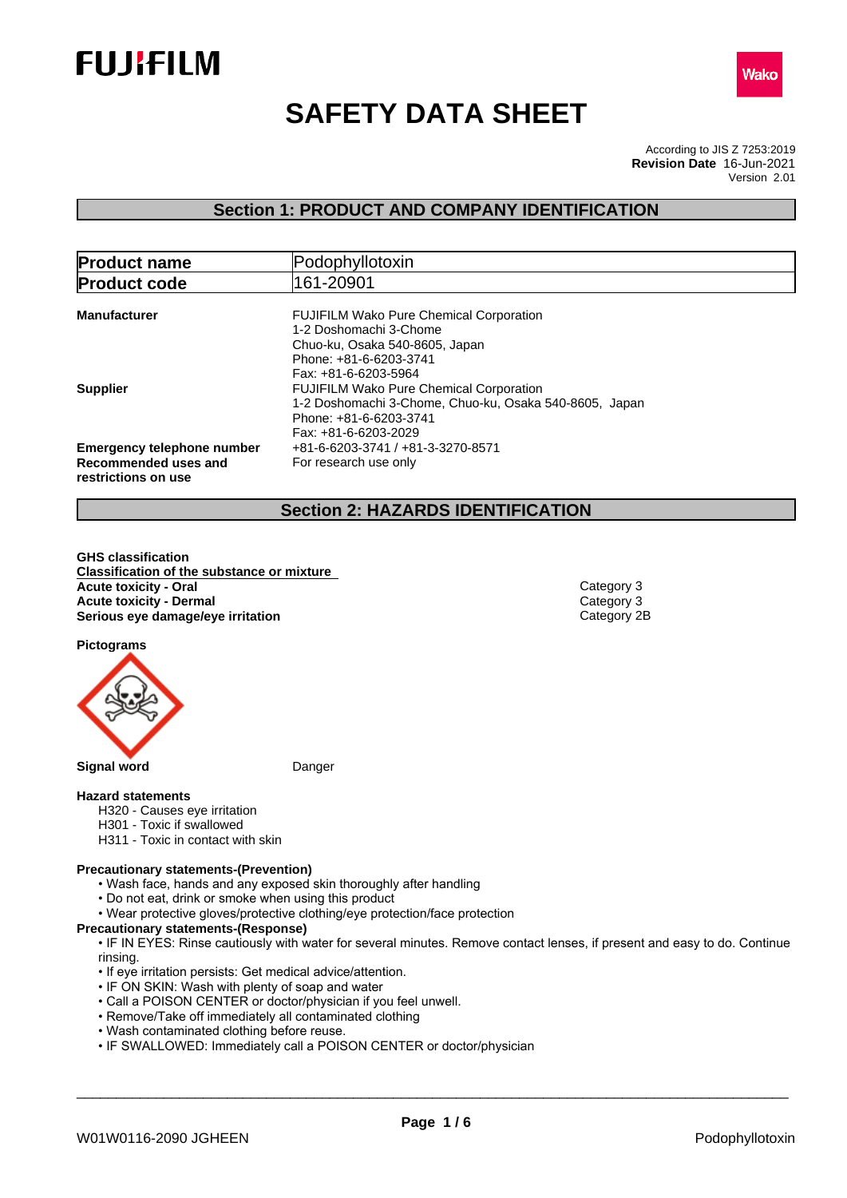# SAFETY DATA SHEET

According to JIS Z 7253:2019
**Revision Date** 16-Jun-2021
Version 2.01

## Section 1: PRODUCT AND COMPANY IDENTIFICATION

| **Product name** | Podophyllotoxin |
|---|---|
| **Product code** | 161-20901 |

**Manufacturer**
FUJIFILM Wako Pure Chemical Corporation
1-2 Doshomachi 3-Chome
Chuo-ku, Osaka 540-8605, Japan
Phone: +81-6-6203-3741
Fax: +81-6-6203-5964

**Supplier**
FUJIFILM Wako Pure Chemical Corporation
1-2 Doshomachi 3-Chome, Chuo-ku, Osaka 540-8605, Japan
Phone: +81-6-6203-3741
Fax: +81-6-6203-2029

**Emergency telephone number** +81-6-6203-3741 / +81-3-3270-8571

**Recommended uses and restrictions on use** For research use only

## Section 2: HAZARDS IDENTIFICATION

**GHS classification**

**Classification of the substance or mixture**

| | |
|---|---|
| **Acute toxicity - Oral** | Category 3 |
| **Acute toxicity - Dermal** | Category 3 |
| **Serious eye damage/eye irritation** | Category 2B |

**Pictograms**

**Signal word** Danger

**Hazard statements**

H320 - Causes eye irritation
H301 - Toxic if swallowed
H311 - Toxic in contact with skin

**Precautionary statements-(Prevention)**

- Wash face, hands and any exposed skin thoroughly after handling
- Do not eat, drink or smoke when using this product
- Wear protective gloves/protective clothing/eye protection/face protection

**Precautionary statements-(Response)**

- IF IN EYES: Rinse cautiously with water for several minutes. Remove contact lenses, if present and easy to do. Continue rinsing.
- If eye irritation persists: Get medical advice/attention.
- IF ON SKIN: Wash with plenty of soap and water
- Call a POISON CENTER or doctor/physician if you feel unwell.
- Remove/Take off immediately all contaminated clothing
- Wash contaminated clothing before reuse.
- IF SWALLOWED: Immediately call a POISON CENTER or doctor/physician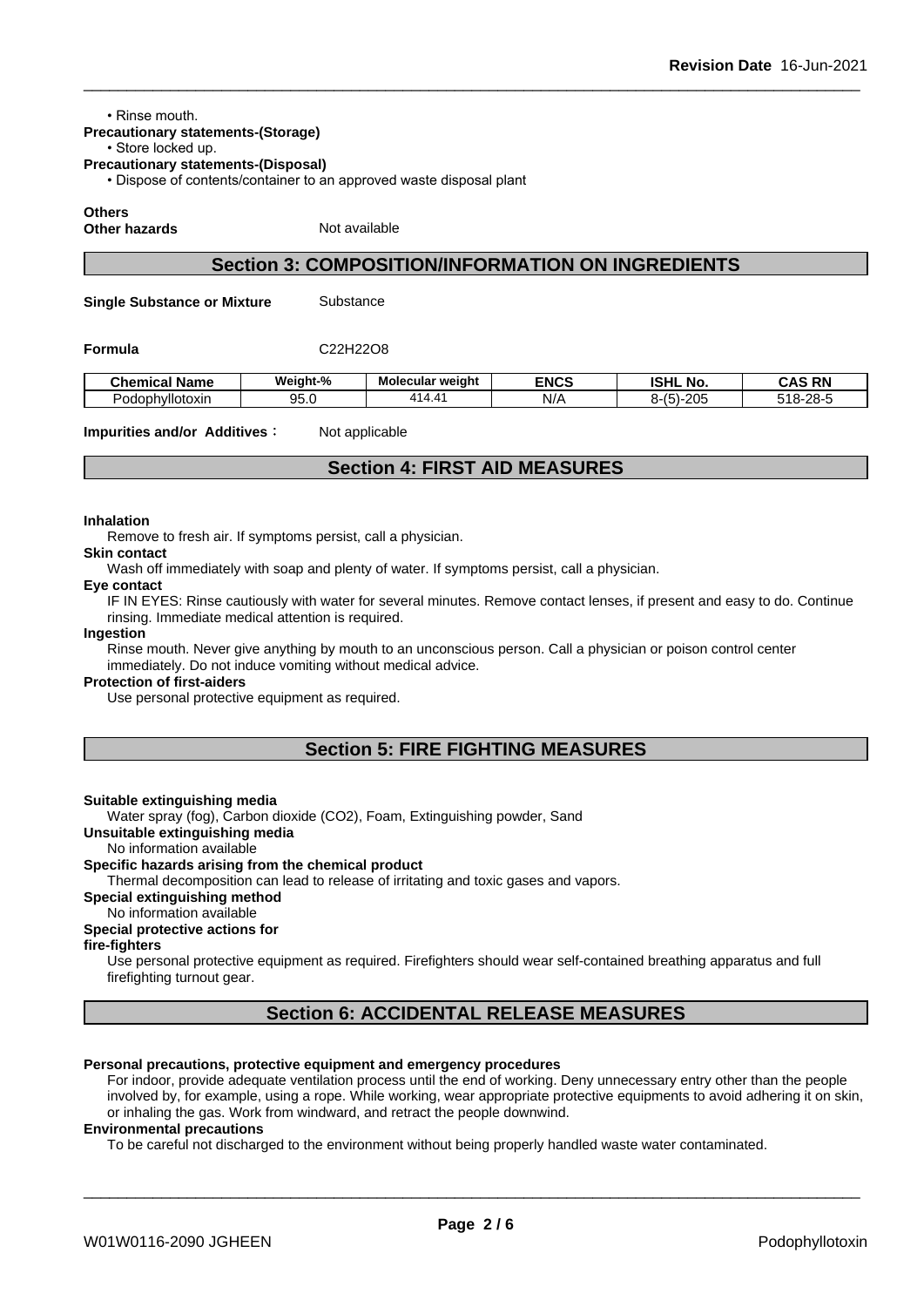• Rinse mouth.

**Precautionary statements-(Storage)**

• Store locked up.

**Precautionary statements-(Disposal)**

• Dispose of contents/container to an approved waste disposal plant

**Others**

**Other hazards** Not available

## Section 3: COMPOSITION/INFORMATION ON INGREDIENTS

**Single Substance or Mixture** Substance

**Formula** C22H22O8

| Chemical Name | Weight-% | Molecular weight | ENCS | ISHL No. | CAS RN |
|---|---|---|---|---|---|
| Podophyllotoxin | 95.0 | 414.41 | N/A | 8-(5)-205 | 518-28-5 |

**Impurities and/or Additives：** Not applicable

## Section 4: FIRST AID MEASURES

**Inhalation**

Remove to fresh air. If symptoms persist, call a physician.

**Skin contact**

Wash off immediately with soap and plenty of water. If symptoms persist, call a physician.

**Eye contact**

IF IN EYES: Rinse cautiously with water for several minutes. Remove contact lenses, if present and easy to do. Continue rinsing. Immediate medical attention is required.

**Ingestion**

Rinse mouth. Never give anything by mouth to an unconscious person. Call a physician or poison control center immediately. Do not induce vomiting without medical advice.

**Protection of first-aiders**

Use personal protective equipment as required.

## Section 5: FIRE FIGHTING MEASURES

**Suitable extinguishing media**

Water spray (fog), Carbon dioxide (CO2), Foam, Extinguishing powder, Sand

**Unsuitable extinguishing media**

No information available

**Specific hazards arising from the chemical product**

Thermal decomposition can lead to release of irritating and toxic gases and vapors.

**Special extinguishing method**

No information available

**Special protective actions for fire-fighters**

Use personal protective equipment as required. Firefighters should wear self-contained breathing apparatus and full firefighting turnout gear.

## Section 6: ACCIDENTAL RELEASE MEASURES

**Personal precautions, protective equipment and emergency procedures**

For indoor, provide adequate ventilation process until the end of working. Deny unnecessary entry other than the people involved by, for example, using a rope. While working, wear appropriate protective equipments to avoid adhering it on skin, or inhaling the gas. Work from windward, and retract the people downwind.

**Environmental precautions**

To be careful not discharged to the environment without being properly handled waste water contaminated.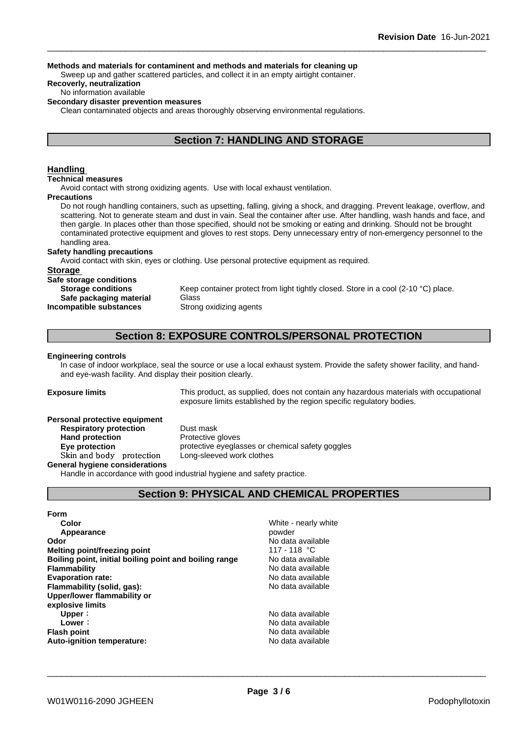**Methods and materials for contaminent and methods and materials for cleaning up**

Sweep up and gather scattered particles, and collect it in an empty airtight container.

**Recoverly, neutralization**

No information available

**Secondary disaster prevention measures**

Clean contaminated objects and areas thoroughly observing environmental regulations.

## Section 7: HANDLING AND STORAGE

### Handling

**Technical measures**

Avoid contact with strong oxidizing agents. Use with local exhaust ventilation.

**Precautions**

Do not rough handling containers, such as upsetting, falling, giving a shock, and dragging. Prevent leakage, overflow, and scattering. Not to generate steam and dust in vain. Seal the container after use. After handling, wash hands and face, and then gargle. In places other than those specified, should not be smoking or eating and drinking. Should not be brought contaminated protective equipment and gloves to rest stops. Deny unnecessary entry of non-emergency personnel to the handling area.

**Safety handling precautions**

Avoid contact with skin, eyes or clothing. Use personal protective equipment as required.

### Storage

**Safe storage conditions**

| | |
|---|---|
| **Storage conditions** | Keep container protect from light tightly closed. Store in a cool (2-10 °C) place. |
| **Safe packaging material** | Glass |
| **Incompatible substances** | Strong oxidizing agents |

## Section 8: EXPOSURE CONTROLS/PERSONAL PROTECTION

**Engineering controls**

In case of indoor workplace, seal the source or use a local exhaust system. Provide the safety shower facility, and hand- and eye-wash facility. And display their position clearly.

**Exposure limits** This product, as supplied, does not contain any hazardous materials with occupational exposure limits established by the region specific regulatory bodies.

**Personal protective equipment**

| | |
|---|---|
| **Respiratory protection** | Dust mask |
| **Hand protection** | Protective gloves |
| **Eye protection** | protective eyeglasses or chemical safety goggles |
| Skin and body protection | Long-sleeved work clothes |

**General hygiene considerations**

Handle in accordance with good industrial hygiene and safety practice.

## Section 9: PHYSICAL AND CHEMICAL PROPERTIES

| | |
|---|---|
| **Form** | |
| **Color** | White - nearly white |
| **Appearance** | powder |
| **Odor** | No data available |
| **Melting point/freezing point** | 117 - 118 °C |
| **Boiling point, initial boiling point and boiling range** | No data available |
| **Flammability** | No data available |
| **Evaporation rate:** | No data available |
| **Flammability (solid, gas):** | No data available |
| **Upper/lower flammability or explosive limits** | |
| **Upper**： | No data available |
| **Lower**： | No data available |
| **Flash point** | No data available |
| **Auto-ignition temperature:** | No data available |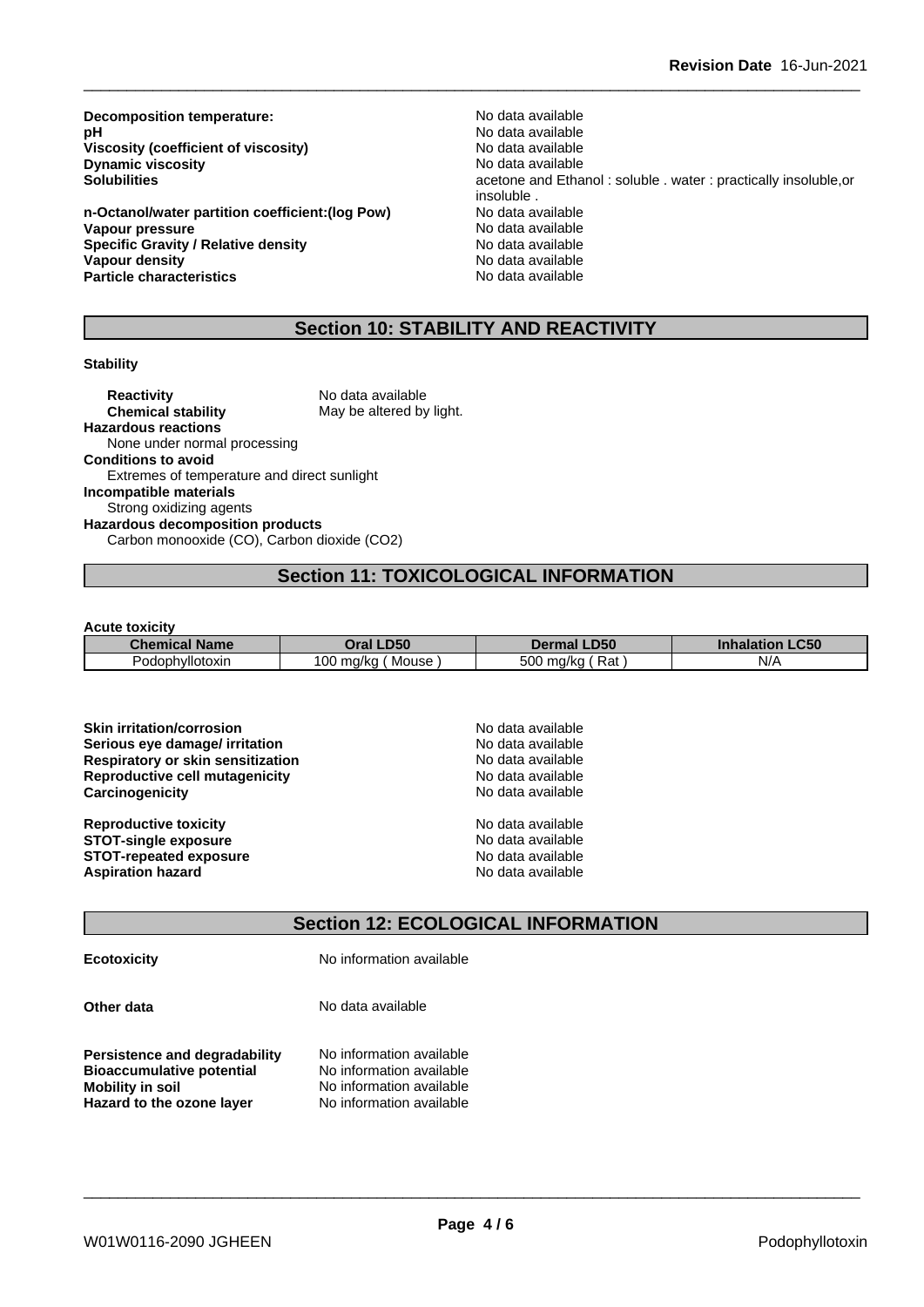**Decomposition temperature:** No data available
**pH** No data available
**Viscosity (coefficient of viscosity)** No data available
**Dynamic viscosity** No data available
**Solubilities** acetone and Ethanol : soluble . water : practically insoluble,or insoluble .
**n-Octanol/water partition coefficient:(log Pow)** No data available
**Vapour pressure** No data available
**Specific Gravity / Relative density** No data available
**Vapour density** No data available
**Particle characteristics** No data available

## Section 10: STABILITY AND REACTIVITY

**Stability**

**Reactivity** No data available
**Chemical stability** May be altered by light.

**Hazardous reactions**
None under normal processing

**Conditions to avoid**
Extremes of temperature and direct sunlight

**Incompatible materials**
Strong oxidizing agents

**Hazardous decomposition products**
Carbon monooxide (CO), Carbon dioxide ($CO_2$)

## Section 11: TOXICOLOGICAL INFORMATION

**Acute toxicity**

| Chemical Name | Oral LD50 | Dermal LD50 | Inhalation LC50 |
|---|---|---|---|
| Podophyllotoxin | 100 mg/kg ( Mouse ) | 500 mg/kg ( Rat ) | N/A |

**Skin irritation/corrosion** No data available
**Serious eye damage/ irritation** No data available
**Respiratory or skin sensitization** No data available
**Reproductive cell mutagenicity** No data available
**Carcinogenicity** No data available

**Reproductive toxicity** No data available
**STOT-single exposure** No data available
**STOT-repeated exposure** No data available
**Aspiration hazard** No data available

## Section 12: ECOLOGICAL INFORMATION

**Ecotoxicity** No information available

**Other data** No data available

**Persistence and degradability** No information available
**Bioaccumulative potential** No information available
**Mobility in soil** No information available
**Hazard to the ozone layer** No information available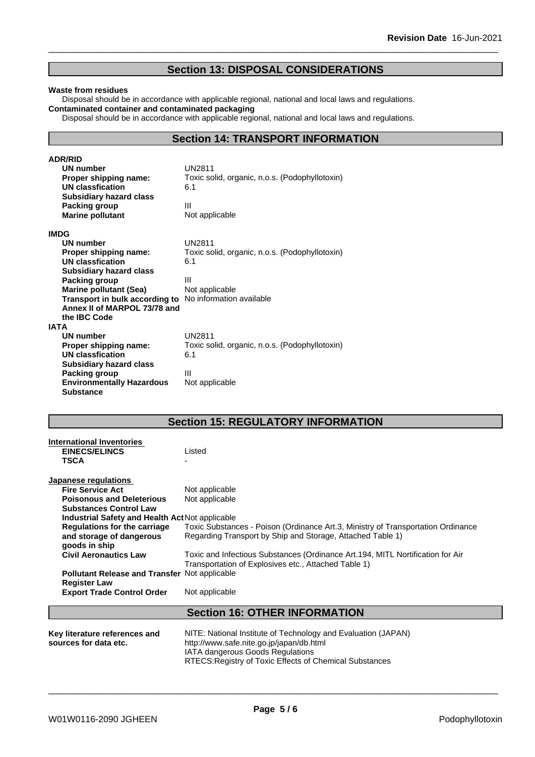## Section 13: DISPOSAL CONSIDERATIONS

**Waste from residues**

Disposal should be in accordance with applicable regional, national and local laws and regulations.

**Contaminated container and contaminated packaging**

Disposal should be in accordance with applicable regional, national and local laws and regulations.

## Section 14: TRANSPORT INFORMATION

**ADR/RID**

| | |
|---|---|
| **UN number** | UN2811 |
| **Proper shipping name:** | Toxic solid, organic, n.o.s. (Podophyllotoxin) |
| **UN classfication** | 6.1 |
| **Subsidiary hazard class** | |
| **Packing group** | III |
| **Marine pollutant** | Not applicable |

**IMDG**

| | |
|---|---|
| **UN number** | UN2811 |
| **Proper shipping name:** | Toxic solid, organic, n.o.s. (Podophyllotoxin) |
| **UN classfication** | 6.1 |
| **Subsidiary hazard class** | |
| **Packing group** | III |
| **Marine pollutant (Sea)** | Not applicable |
| **Transport in bulk according to Annex II of MARPOL 73/78 and the IBC Code** | No information available |

**IATA**

| | |
|---|---|
| **UN number** | UN2811 |
| **Proper shipping name:** | Toxic solid, organic, n.o.s. (Podophyllotoxin) |
| **UN classfication** | 6.1 |
| **Subsidiary hazard class** | |
| **Packing group** | III |
| **Environmentally Hazardous Substance** | Not applicable |

## Section 15: REGULATORY INFORMATION

**International Inventories**

| | |
|---|---|
| **EINECS/ELINCS** | Listed |
| **TSCA** | - |

**Japanese regulations**

| | |
|---|---|
| **Fire Service Act** | Not applicable |
| **Poisonous and Deleterious Substances Control Law** | Not applicable |
| **Industrial Safety and Health Act** | Not applicable |
| **Regulations for the carriage and storage of dangerous goods in ship** | Toxic Substances - Poison (Ordinance Art.3, Ministry of Transportation Ordinance Regarding Transport by Ship and Storage, Attached Table 1) |
| **Civil Aeronautics Law** | Toxic and Infectious Substances (Ordinance Art.194, MITL Nortification for Air Transportation of Explosives etc., Attached Table 1) |
| **Pollutant Release and Transfer Register Law** | Not applicable |
| **Export Trade Control Order** | Not applicable |

## Section 16: OTHER INFORMATION

| | |
|---|---|
| **Key literature references and sources for data etc.** | NITE: National Institute of Technology and Evaluation (JAPAN)<br>http://www.safe.nite.go.jp/japan/db.html<br>IATA dangerous Goods Regulations<br>RTECS:Registry of Toxic Effects of Chemical Substances |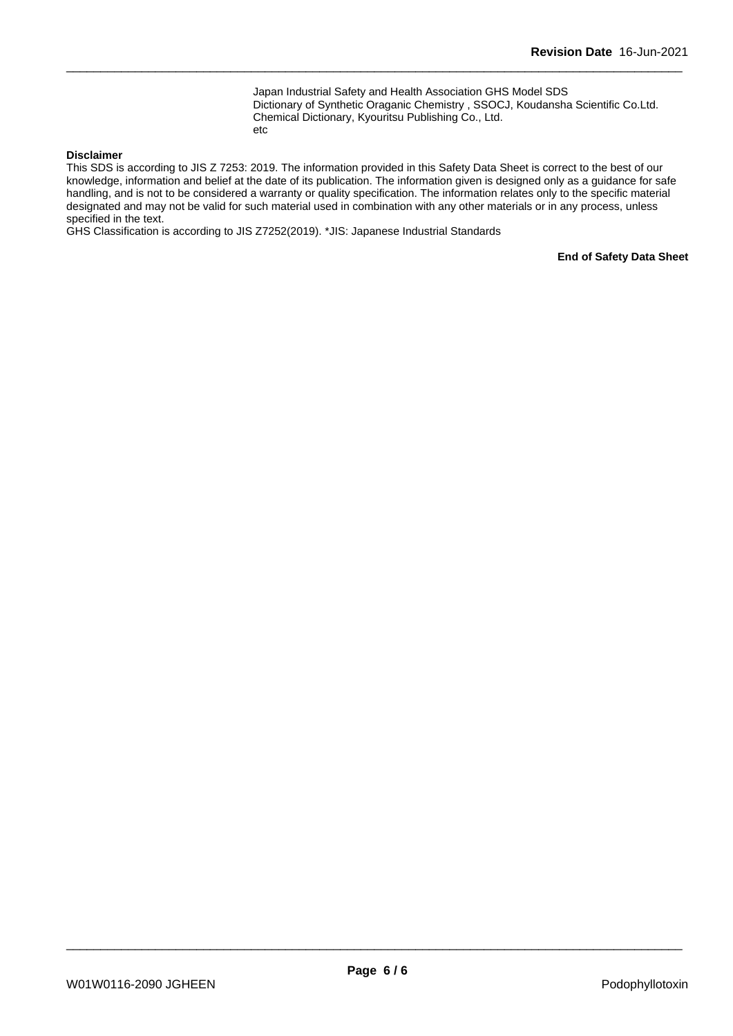Japan Industrial Safety and Health Association GHS Model SDS
Dictionary of Synthetic Oraganic Chemistry , SSOCJ, Koudansha Scientific Co.Ltd.
Chemical Dictionary, Kyouritsu Publishing Co., Ltd.
etc

**Disclaimer**

This SDS is according to JIS Z 7253: 2019. The information provided in this Safety Data Sheet is correct to the best of our knowledge, information and belief at the date of its publication. The information given is designed only as a guidance for safe handling, and is not to be considered a warranty or quality specification. The information relates only to the specific material designated and may not be valid for such material used in combination with any other materials or in any process, unless specified in the text.

GHS Classification is according to JIS Z7252(2019). *JIS: Japanese Industrial Standards

**End of Safety Data Sheet**